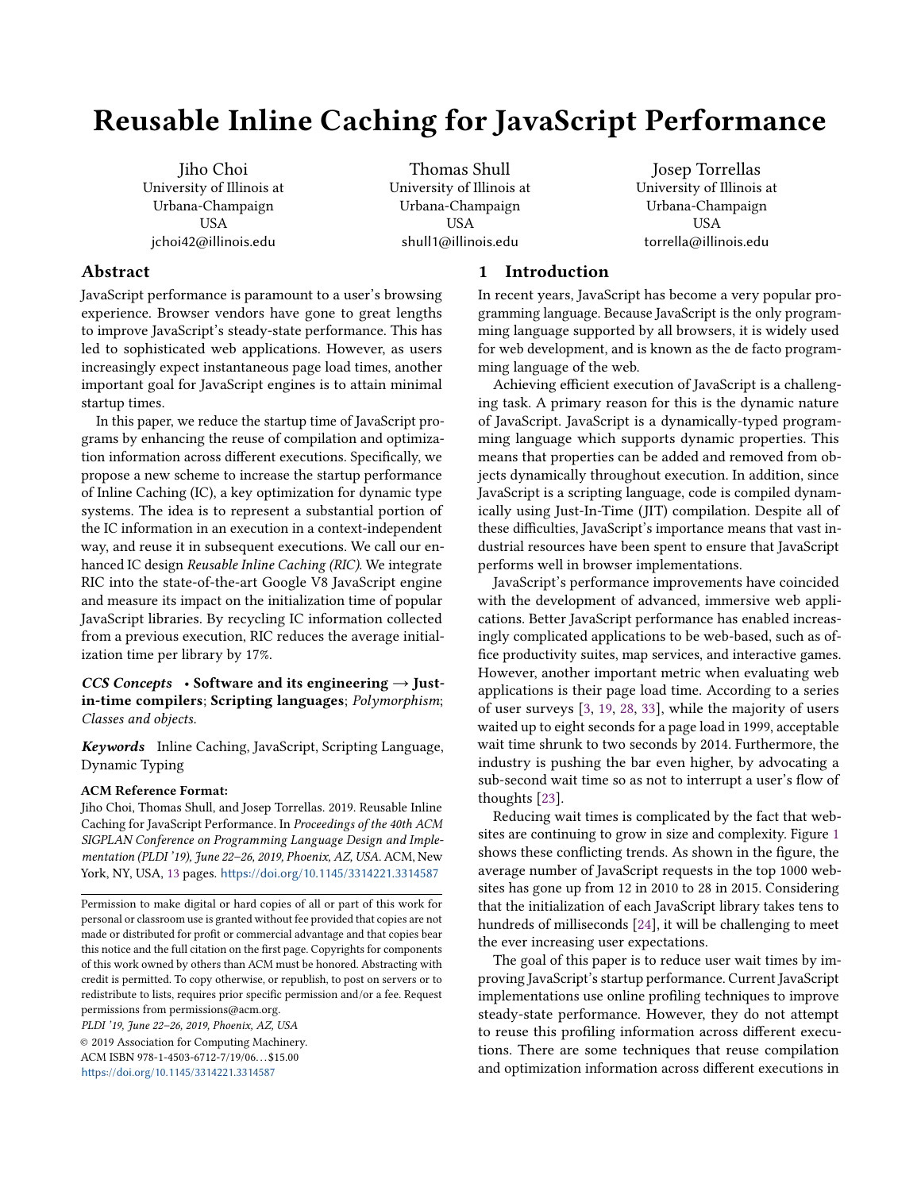# Reusable Inline Caching for JavaScript Performance

Jiho Choi
University of Illinois at Urbana-Champaign
USA
jchoi42@illinois.edu

Thomas Shull
University of Illinois at Urbana-Champaign
USA
shull1@illinois.edu

Josep Torrellas
University of Illinois at Urbana-Champaign
USA
torrella@illinois.edu

## Abstract

JavaScript performance is paramount to a user's browsing experience. Browser vendors have gone to great lengths to improve JavaScript's steady-state performance. This has led to sophisticated web applications. However, as users increasingly expect instantaneous page load times, another important goal for JavaScript engines is to attain minimal startup times.

In this paper, we reduce the startup time of JavaScript programs by enhancing the reuse of compilation and optimization information across different executions. Specifically, we propose a new scheme to increase the startup performance of Inline Caching (IC), a key optimization for dynamic type systems. The idea is to represent a substantial portion of the IC information in an execution in a context-independent way, and reuse it in subsequent executions. We call our enhanced IC design *Reusable Inline Caching (RIC)*. We integrate RIC into the state-of-the-art Google V8 JavaScript engine and measure its impact on the initialization time of popular JavaScript libraries. By recycling IC information collected from a previous execution, RIC reduces the average initialization time per library by 17%.

***CCS Concepts*** • **Software and its engineering → Just-in-time compilers**; **Scripting languages**; *Polymorphism*; *Classes and objects*.

***Keywords*** Inline Caching, JavaScript, Scripting Language, Dynamic Typing

**ACM Reference Format:**
Jiho Choi, Thomas Shull, and Josep Torrellas. 2019. Reusable Inline Caching for JavaScript Performance. In *Proceedings of the 40th ACM SIGPLAN Conference on Programming Language Design and Implementation (PLDI '19), June 22–26, 2019, Phoenix, AZ, USA.* ACM, New York, NY, USA, 13 pages. https://doi.org/10.1145/3314221.3314587

Permission to make digital or hard copies of all or part of this work for personal or classroom use is granted without fee provided that copies are not made or distributed for profit or commercial advantage and that copies bear this notice and the full citation on the first page. Copyrights for components of this work owned by others than ACM must be honored. Abstracting with credit is permitted. To copy otherwise, or republish, to post on servers or to redistribute to lists, requires prior specific permission and/or a fee. Request permissions from permissions@acm.org.
*PLDI '19, June 22–26, 2019, Phoenix, AZ, USA*
© 2019 Association for Computing Machinery.
ACM ISBN 978-1-4503-6712-7/19/06…$15.00
https://doi.org/10.1145/3314221.3314587

## 1 Introduction

In recent years, JavaScript has become a very popular programming language. Because JavaScript is the only programming language supported by all browsers, it is widely used for web development, and is known as the de facto programming language of the web.

Achieving efficient execution of JavaScript is a challenging task. A primary reason for this is the dynamic nature of JavaScript. JavaScript is a dynamically-typed programming language which supports dynamic properties. This means that properties can be added and removed from objects dynamically throughout execution. In addition, since JavaScript is a scripting language, code is compiled dynamically using Just-In-Time (JIT) compilation. Despite all of these difficulties, JavaScript's importance means that vast industrial resources have been spent to ensure that JavaScript performs well in browser implementations.

JavaScript's performance improvements have coincided with the development of advanced, immersive web applications. Better JavaScript performance has enabled increasingly complicated applications to be web-based, such as office productivity suites, map services, and interactive games. However, another important metric when evaluating web applications is their page load time. According to a series of user surveys [3, 19, 28, 33], while the majority of users waited up to eight seconds for a page load in 1999, acceptable wait time shrunk to two seconds by 2014. Furthermore, the industry is pushing the bar even higher, by advocating a sub-second wait time so as not to interrupt a user's flow of thoughts [23].

Reducing wait times is complicated by the fact that websites are continuing to grow in size and complexity. Figure 1 shows these conflicting trends. As shown in the figure, the average number of JavaScript requests in the top 1000 websites has gone up from 12 in 2010 to 28 in 2015. Considering that the initialization of each JavaScript library takes tens to hundreds of milliseconds [24], it will be challenging to meet the ever increasing user expectations.

The goal of this paper is to reduce user wait times by improving JavaScript's startup performance. Current JavaScript implementations use online profiling techniques to improve steady-state performance. However, they do not attempt to reuse this profiling information across different executions. There are some techniques that reuse compilation and optimization information across different executions in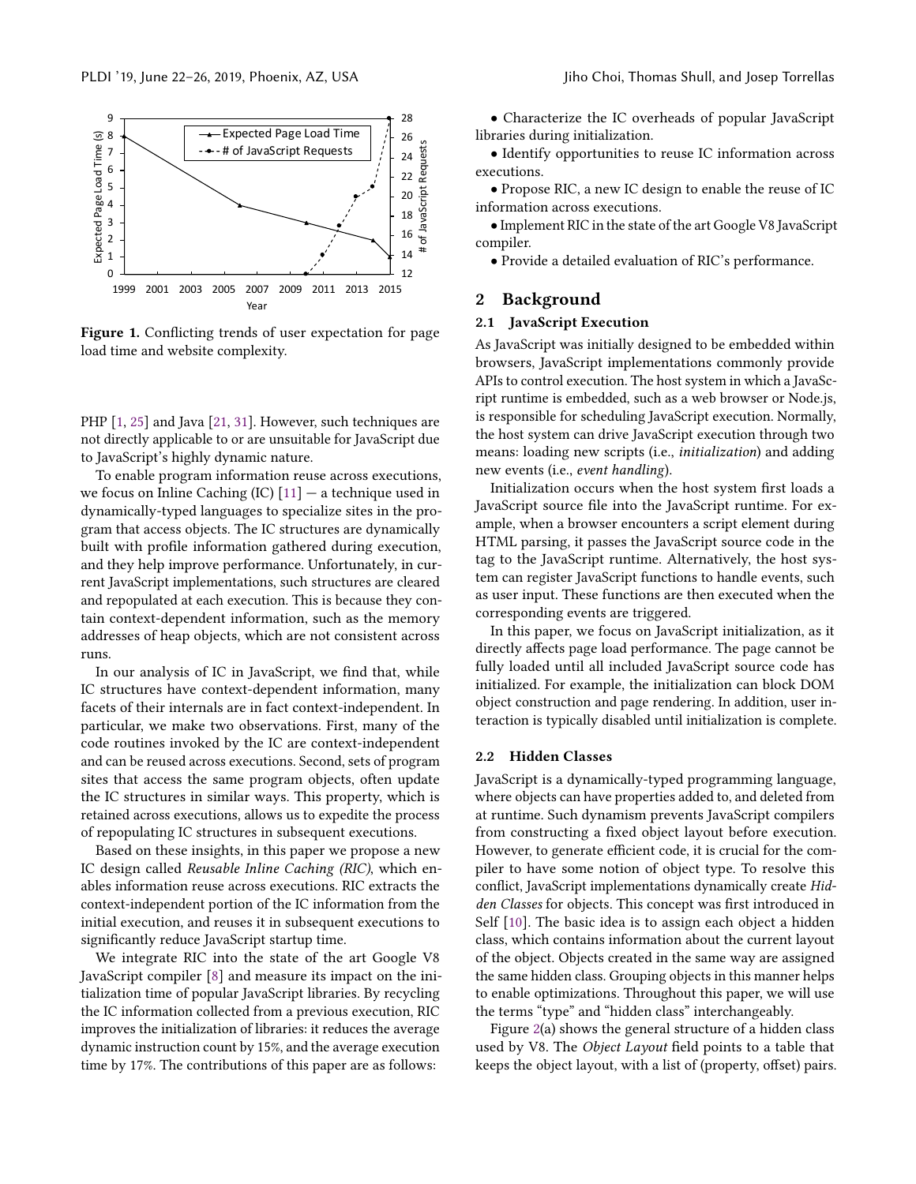Expected Page Load Time (s)

9
8
7
6
5
4
3
2
1
0

1999 2001 2003 2005 2007 2009 2011 2013 2015

Year

Expected Page Load Time

# of JavaScript Requests

28
26
24
22
20
18
16
14
12

Figure 1. Conflicting trends of user expectation for page load time and website complexity.

PHP [1, 25] and Java [21, 31]. However, such techniques are not directly applicable to or are unsuitable for JavaScript due to JavaScript's highly dynamic nature.

To enable program information reuse across executions, we focus on Inline Caching (IC) [11] — a technique used in dynamically-typed languages to specialize sites in the program that access objects. The IC structures are dynamically built with profile information gathered during execution, and they help improve performance. Unfortunately, in current JavaScript implementations, such structures are cleared and repopulated at each execution. This is because they contain context-dependent information, such as the memory addresses of heap objects, which are not consistent across runs.

In our analysis of IC in JavaScript, we find that, while IC structures have context-dependent information, many facets of their internals are in fact context-independent. In particular, we make two observations. First, many of the code routines invoked by the IC are context-independent and can be reused across executions. Second, sets of program sites that access the same program objects, often update the IC structures in similar ways. This property, which is retained across executions, allows us to expedite the process of repopulating IC structures in subsequent executions.

Based on these insights, in this paper we propose a new IC design called *Reusable Inline Caching (RIC)*, which enables information reuse across executions. RIC extracts the context-independent portion of the IC information from the initial execution, and reuses it in subsequent executions to significantly reduce JavaScript startup time.

We integrate RIC into the state of the art Google V8 JavaScript compiler [8] and measure its impact on the initialization time of popular JavaScript libraries. By recycling the IC information collected from a previous execution, RIC improves the initialization of libraries: it reduces the average dynamic instruction count by 15%, and the average execution time by 17%. The contributions of this paper are as follows:

- Characterize the IC overheads of popular JavaScript libraries during initialization.
- Identify opportunities to reuse IC information across executions.
- Propose RIC, a new IC design to enable the reuse of IC information across executions.
- Implement RIC in the state of the art Google V8 JavaScript compiler.
- Provide a detailed evaluation of RIC's performance.

## 2 Background

### 2.1 JavaScript Execution

As JavaScript was initially designed to be embedded within browsers, JavaScript implementations commonly provide APIs to control execution. The host system in which a JavaScript runtime is embedded, such as a web browser or Node.js, is responsible for scheduling JavaScript execution. Normally, the host system can drive JavaScript execution through two means: loading new scripts (i.e., *initialization*) and adding new events (i.e., *event handling*).

Initialization occurs when the host system first loads a JavaScript source file into the JavaScript runtime. For example, when a browser encounters a script element during HTML parsing, it passes the JavaScript source code in the tag to the JavaScript runtime. Alternatively, the host system can register JavaScript functions to handle events, such as user input. These functions are then executed when the corresponding events are triggered.

In this paper, we focus on JavaScript initialization, as it directly affects page load performance. The page cannot be fully loaded until all included JavaScript source code has initialized. For example, the initialization can block DOM object construction and page rendering. In addition, user interaction is typically disabled until initialization is complete.

### 2.2 Hidden Classes

JavaScript is a dynamically-typed programming language, where objects can have properties added to, and deleted from at runtime. Such dynamism prevents JavaScript compilers from constructing a fixed object layout before execution. However, to generate efficient code, it is crucial for the compiler to have some notion of object type. To resolve this conflict, JavaScript implementations dynamically create *Hidden Classes* for objects. This concept was first introduced in Self [10]. The basic idea is to assign each object a hidden class, which contains information about the current layout of the object. Objects created in the same way are assigned the same hidden class. Grouping objects in this manner helps to enable optimizations. Throughout this paper, we will use the terms "type" and "hidden class" interchangeably.

Figure 2(a) shows the general structure of a hidden class used by V8. The *Object Layout* field points to a table that keeps the object layout, with a list of (property, offset) pairs.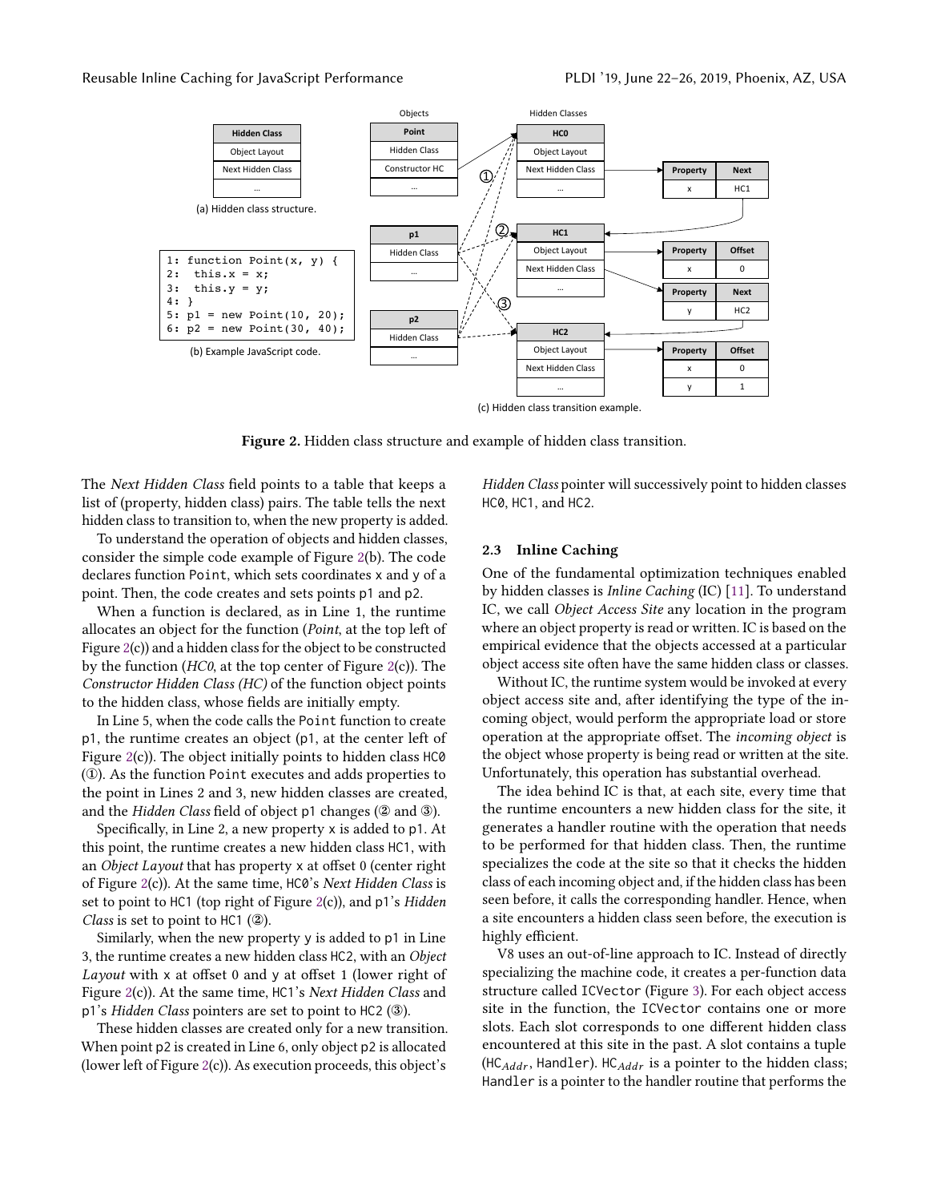(a) Hidden class structure.

```
1: function Point(x, y) {
2:  this.x = x;
3:  this.y = y;
4: }
5: p1 = new Point(10, 20);
6: p2 = new Point(30, 40);
```

(b) Example JavaScript code.

(c) Hidden class transition example.

**Figure 2.** Hidden class structure and example of hidden class transition.

The *Next Hidden Class* field points to a table that keeps a list of (property, hidden class) pairs. The table tells the next hidden class to transition to, when the new property is added.

To understand the operation of objects and hidden classes, consider the simple code example of Figure 2(b). The code declares function Point, which sets coordinates x and y of a point. Then, the code creates and sets points p1 and p2.

When a function is declared, as in Line 1, the runtime allocates an object for the function (*Point*, at the top left of Figure 2(c)) and a hidden class for the object to be constructed by the function (*HC0*, at the top center of Figure 2(c)). The *Constructor Hidden Class (HC)* of the function object points to the hidden class, whose fields are initially empty.

In Line 5, when the code calls the Point function to create p1, the runtime creates an object (p1, at the center left of Figure 2(c)). The object initially points to hidden class HC0 (①). As the function Point executes and adds properties to the point in Lines 2 and 3, new hidden classes are created, and the *Hidden Class* field of object p1 changes (② and ③).

Specifically, in Line 2, a new property x is added to p1. At this point, the runtime creates a new hidden class HC1, with an *Object Layout* that has property x at offset 0 (center right of Figure 2(c)). At the same time, HC0's *Next Hidden Class* is set to point to HC1 (top right of Figure 2(c)), and p1's *Hidden Class* is set to point to HC1 (②).

Similarly, when the new property y is added to p1 in Line 3, the runtime creates a new hidden class HC2, with an *Object Layout* with x at offset 0 and y at offset 1 (lower right of Figure 2(c)). At the same time, HC1's *Next Hidden Class* and p1's *Hidden Class* pointers are set to point to HC2 (③).

These hidden classes are created only for a new transition. When point p2 is created in Line 6, only object p2 is allocated (lower left of Figure 2(c)). As execution proceeds, this object's *Hidden Class* pointer will successively point to hidden classes HC0, HC1, and HC2.

### 2.3 Inline Caching

One of the fundamental optimization techniques enabled by hidden classes is *Inline Caching* (IC) [11]. To understand IC, we call *Object Access Site* any location in the program where an object property is read or written. IC is based on the empirical evidence that the objects accessed at a particular object access site often have the same hidden class or classes.

Without IC, the runtime system would be invoked at every object access site and, after identifying the type of the incoming object, would perform the appropriate load or store operation at the appropriate offset. The *incoming object* is the object whose property is being read or written at the site. Unfortunately, this operation has substantial overhead.

The idea behind IC is that, at each site, every time that the runtime encounters a new hidden class for the site, it generates a handler routine with the operation that needs to be performed for that hidden class. Then, the runtime specializes the code at the site so that it checks the hidden class of each incoming object and, if the hidden class has been seen before, it calls the corresponding handler. Hence, when a site encounters a hidden class seen before, the execution is highly efficient.

V8 uses an out-of-line approach to IC. Instead of directly specializing the machine code, it creates a per-function data structure called ICVector (Figure 3). For each object access site in the function, the ICVector contains one or more slots. Each slot corresponds to one different hidden class encountered at this site in the past. A slot contains a tuple ($HC_{Addr}$, Handler). $HC_{Addr}$ is a pointer to the hidden class; Handler is a pointer to the handler routine that performs the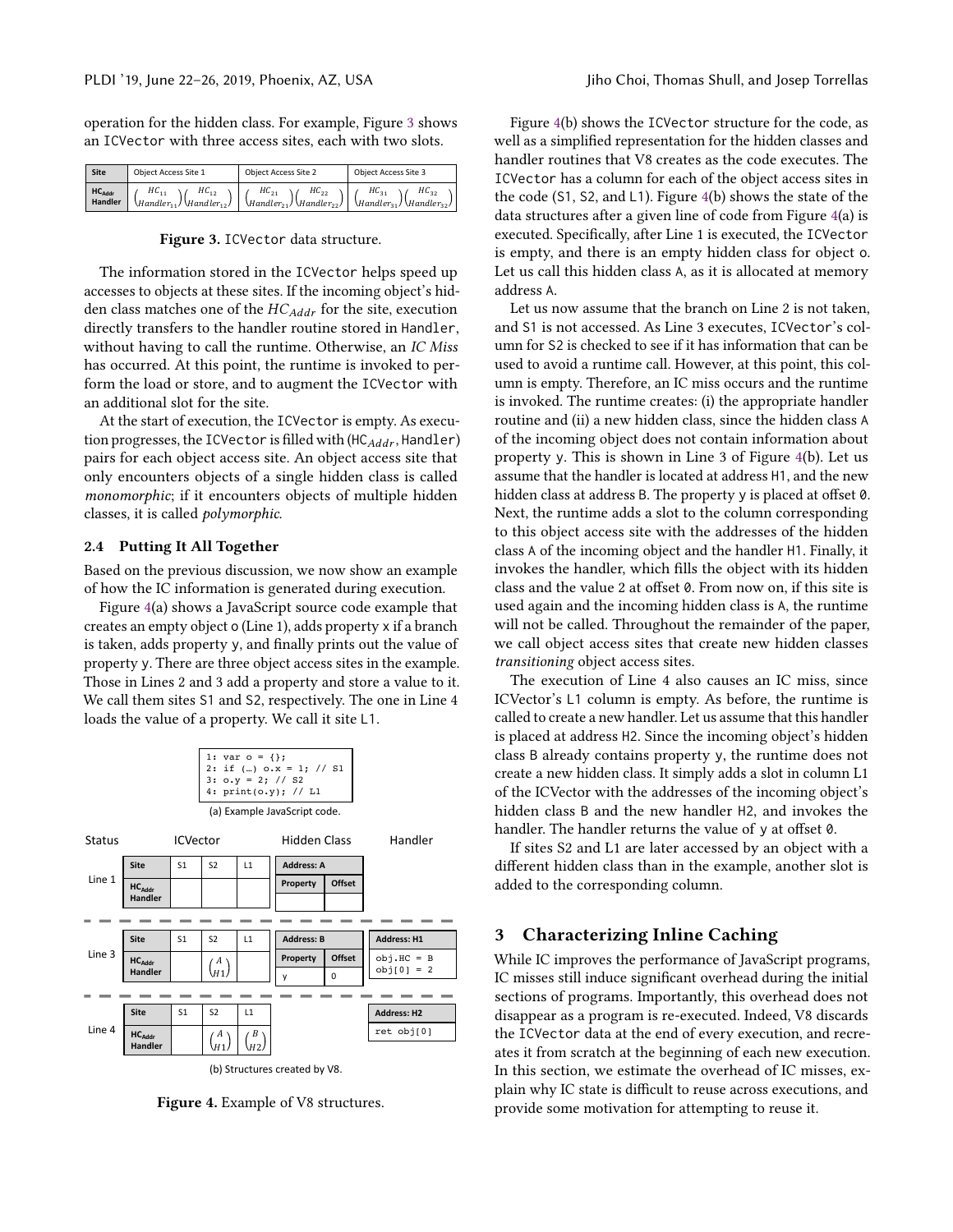operation for the hidden class. For example, Figure 3 shows an ICVector with three access sites, each with two slots.

| Site | Object Access Site 1 | Object Access Site 2 | Object Access Site 3 |
|---|---|---|---|
| $HC_{Addr}$ Handler | $\binom{HC_{11}}{Handler_{11}}\binom{HC_{12}}{Handler_{12}}$ | $\binom{HC_{21}}{Handler_{21}}\binom{HC_{22}}{Handler_{22}}$ | $\binom{HC_{31}}{Handler_{31}}\binom{HC_{32}}{Handler_{32}}$ |

**Figure 3.** ICVector data structure.

The information stored in the ICVector helps speed up accesses to objects at these sites. If the incoming object's hidden class matches one of the $HC_{Addr}$ for the site, execution directly transfers to the handler routine stored in Handler, without having to call the runtime. Otherwise, an *IC Miss* has occurred. At this point, the runtime is invoked to perform the load or store, and to augment the ICVector with an additional slot for the site.

At the start of execution, the ICVector is empty. As execution progresses, the ICVector is filled with ($HC_{Addr}$, Handler) pairs for each object access site. An object access site that only encounters objects of a single hidden class is called *monomorphic*; if it encounters objects of multiple hidden classes, it is called *polymorphic*.

### 2.4 Putting It All Together

Based on the previous discussion, we now show an example of how the IC information is generated during execution.

Figure 4(a) shows a JavaScript source code example that creates an empty object o (Line 1), adds property x if a branch is taken, adds property y, and finally prints out the value of property y. There are three object access sites in the example. Those in Lines 2 and 3 add a property and store a value to it. We call them sites S1 and S2, respectively. The one in Line 4 loads the value of a property. We call it site L1.

```
1: var o = {};
2: if (…) o.x = 1; // S1
3: o.y = 2; // S2
4: print(o.y); // L1
```

(a) Example JavaScript code.

**Line 1**

| Site | S1 | S2 | L1 |
|---|---|---|---|
| $HC_{Addr}$ Handler | | | |

Hidden Class:

| Address: A | |
|---|---|
| Property | Offset |
| | |

**Line 3**

| Site | S1 | S2 | L1 |
|---|---|---|---|
| $HC_{Addr}$ Handler | | $\binom{A}{H1}$ | |

Hidden Class:

| Address: B | |
|---|---|
| Property | Offset |
| y | 0 |

Handler:

| Address: H1 |
|---|
| obj.HC = B<br>obj[0] = 2 |

**Line 4**

| Site | S1 | S2 | L1 |
|---|---|---|---|
| $HC_{Addr}$ Handler | | $\binom{A}{H1}$ | $\binom{B}{H2}$ |

Handler:

| Address: H2 |
|---|
| ret obj[0] |

(b) Structures created by V8.

**Figure 4.** Example of V8 structures.

Figure 4(b) shows the ICVector structure for the code, as well as a simplified representation for the hidden classes and handler routines that V8 creates as the code executes. The ICVector has a column for each of the object access sites in the code (S1, S2, and L1). Figure 4(b) shows the state of the data structures after a given line of code from Figure 4(a) is executed. Specifically, after Line 1 is executed, the ICVector is empty, and there is an empty hidden class for object o. Let us call this hidden class A, as it is allocated at memory address A.

Let us now assume that the branch on Line 2 is not taken, and S1 is not accessed. As Line 3 executes, ICVector's column for S2 is checked to see if it has information that can be used to avoid a runtime call. However, at this point, this column is empty. Therefore, an IC miss occurs and the runtime is invoked. The runtime creates: (i) the appropriate handler routine and (ii) a new hidden class, since the hidden class A of the incoming object does not contain information about property y. This is shown in Line 3 of Figure 4(b). Let us assume that the handler is located at address H1, and the new hidden class at address B. The property y is placed at offset 0. Next, the runtime adds a slot to the column corresponding to this object access site with the addresses of the hidden class A of the incoming object and the handler H1. Finally, it invokes the handler, which fills the object with its hidden class and the value 2 at offset 0. From now on, if this site is used again and the incoming hidden class is A, the runtime will not be called. Throughout the remainder of the paper, we call object access sites that create new hidden classes *transitioning* object access sites.

The execution of Line 4 also causes an IC miss, since ICVector's L1 column is empty. As before, the runtime is called to create a new handler. Let us assume that this handler is placed at address H2. Since the incoming object's hidden class B already contains property y, the runtime does not create a new hidden class. It simply adds a slot in column L1 of the ICVector with the addresses of the incoming object's hidden class B and the new handler H2, and invokes the handler. The handler returns the value of y at offset 0.

If sites S2 and L1 are later accessed by an object with a different hidden class than in the example, another slot is added to the corresponding column.

## 3 Characterizing Inline Caching

While IC improves the performance of JavaScript programs, IC misses still induce significant overhead during the initial sections of programs. Importantly, this overhead does not disappear as a program is re-executed. Indeed, V8 discards the ICVector data at the end of every execution, and recreates it from scratch at the beginning of each new execution. In this section, we estimate the overhead of IC misses, explain why IC state is difficult to reuse across executions, and provide some motivation for attempting to reuse it.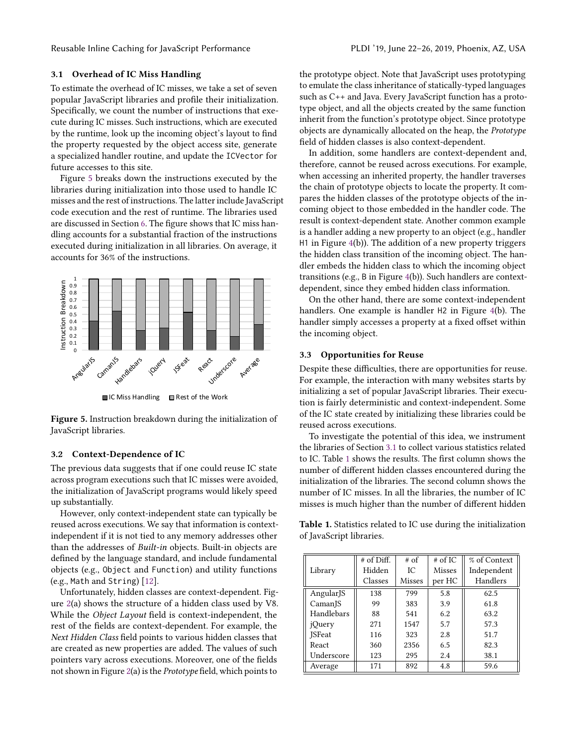### 3.1 Overhead of IC Miss Handling

To estimate the overhead of IC misses, we take a set of seven popular JavaScript libraries and profile their initialization. Specifically, we count the number of instructions that execute during IC misses. Such instructions, which are executed by the runtime, look up the incoming object's layout to find the property requested by the object access site, generate a specialized handler routine, and update the ICVector for future accesses to this site.

Figure 5 breaks down the instructions executed by the libraries during initialization into those used to handle IC misses and the rest of instructions. The latter include JavaScript code execution and the rest of runtime. The libraries used are discussed in Section 6. The figure shows that IC miss handling accounts for a substantial fraction of the instructions executed during initialization in all libraries. On average, it accounts for 36% of the instructions.

**Figure 5.** Instruction breakdown during the initialization of JavaScript libraries.

### 3.2 Context-Dependence of IC

The previous data suggests that if one could reuse IC state across program executions such that IC misses were avoided, the initialization of JavaScript programs would likely speed up substantially.

However, only context-independent state can typically be reused across executions. We say that information is context-independent if it is not tied to any memory addresses other than the addresses of *Built-in* objects. Built-in objects are defined by the language standard, and include fundamental objects (e.g., Object and Function) and utility functions (e.g., Math and String) [12].

Unfortunately, hidden classes are context-dependent. Figure 2(a) shows the structure of a hidden class used by V8. While the *Object Layout* field is context-independent, the rest of the fields are context-dependent. For example, the *Next Hidden Class* field points to various hidden classes that are created as new properties are added. The values of such pointers vary across executions. Moreover, one of the fields not shown in Figure 2(a) is the *Prototype* field, which points to the prototype object. Note that JavaScript uses prototyping to emulate the class inheritance of statically-typed languages such as C++ and Java. Every JavaScript function has a prototype object, and all the objects created by the same function inherit from the function's prototype object. Since prototype objects are dynamically allocated on the heap, the *Prototype* field of hidden classes is also context-dependent.

In addition, some handlers are context-dependent and, therefore, cannot be reused across executions. For example, when accessing an inherited property, the handler traverses the chain of prototype objects to locate the property. It compares the hidden classes of the prototype objects of the incoming object to those embedded in the handler code. The result is context-dependent state. Another common example is a handler adding a new property to an object (e.g., handler H1 in Figure 4(b)). The addition of a new property triggers the hidden class transition of the incoming object. The handler embeds the hidden class to which the incoming object transitions (e.g., B in Figure 4(b)). Such handlers are context-dependent, since they embed hidden class information.

On the other hand, there are some context-independent handlers. One example is handler H2 in Figure 4(b). The handler simply accesses a property at a fixed offset within the incoming object.

### 3.3 Opportunities for Reuse

Despite these difficulties, there are opportunities for reuse. For example, the interaction with many websites starts by initializing a set of popular JavaScript libraries. Their execution is fairly deterministic and context-independent. Some of the IC state created by initializing these libraries could be reused across executions.

To investigate the potential of this idea, we instrument the libraries of Section 3.1 to collect various statistics related to IC. Table 1 shows the results. The first column shows the number of different hidden classes encountered during the initialization of the libraries. The second column shows the number of IC misses. In all the libraries, the number of IC misses is much higher than the number of different hidden

**Table 1.** Statistics related to IC use during the initialization of JavaScript libraries.

| Library | # of Diff. Hidden Classes | # of IC Misses | # of IC Misses per HC | % of Context Independent Handlers |
|---|---|---|---|---|
| AngularJS | 138 | 799 | 5.8 | 62.5 |
| CamanJS | 99 | 383 | 3.9 | 61.8 |
| Handlebars | 88 | 541 | 6.2 | 63.2 |
| jQuery | 271 | 1547 | 5.7 | 57.3 |
| JSFeat | 116 | 323 | 2.8 | 51.7 |
| React | 360 | 2356 | 6.5 | 82.3 |
| Underscore | 123 | 295 | 2.4 | 38.1 |
| Average | 171 | 892 | 4.8 | 59.6 |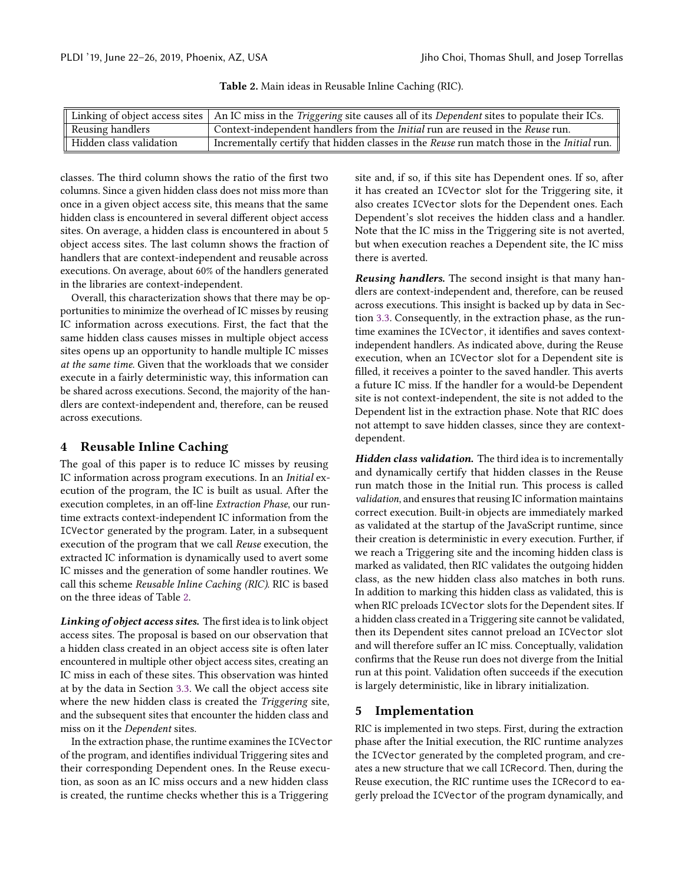**Table 2.** Main ideas in Reusable Inline Caching (RIC).

| | |
|---|---|
| Linking of object access sites | An IC miss in the *Triggering* site causes all of its *Dependent* sites to populate their ICs. |
| Reusing handlers | Context-independent handlers from the *Initial* run are reused in the *Reuse* run. |
| Hidden class validation | Incrementally certify that hidden classes in the *Reuse* run match those in the *Initial* run. |

classes. The third column shows the ratio of the first two columns. Since a given hidden class does not miss more than once in a given object access site, this means that the same hidden class is encountered in several different object access sites. On average, a hidden class is encountered in about 5 object access sites. The last column shows the fraction of handlers that are context-independent and reusable across executions. On average, about 60% of the handlers generated in the libraries are context-independent.

Overall, this characterization shows that there may be opportunities to minimize the overhead of IC misses by reusing IC information across executions. First, the fact that the same hidden class causes misses in multiple object access sites opens up an opportunity to handle multiple IC misses *at the same time*. Given that the workloads that we consider execute in a fairly deterministic way, this information can be shared across executions. Second, the majority of the handlers are context-independent and, therefore, can be reused across executions.

# 4 Reusable Inline Caching

The goal of this paper is to reduce IC misses by reusing IC information across program executions. In an *Initial* execution of the program, the IC is built as usual. After the execution completes, in an off-line *Extraction Phase*, our runtime extracts context-independent IC information from the ICVector generated by the program. Later, in a subsequent execution of the program that we call *Reuse* execution, the extracted IC information is dynamically used to avert some IC misses and the generation of some handler routines. We call this scheme *Reusable Inline Caching (RIC)*. RIC is based on the three ideas of Table 2.

***Linking of object access sites.*** The first idea is to link object access sites. The proposal is based on our observation that a hidden class created in an object access site is often later encountered in multiple other object access sites, creating an IC miss in each of these sites. This observation was hinted at by the data in Section 3.3. We call the object access site where the new hidden class is created the *Triggering* site, and the subsequent sites that encounter the hidden class and miss on it the *Dependent* sites.

In the extraction phase, the runtime examines the ICVector of the program, and identifies individual Triggering sites and their corresponding Dependent ones. In the Reuse execution, as soon as an IC miss occurs and a new hidden class is created, the runtime checks whether this is a Triggering site and, if so, if this site has Dependent ones. If so, after it has created an ICVector slot for the Triggering site, it also creates ICVector slots for the Dependent ones. Each Dependent's slot receives the hidden class and a handler. Note that the IC miss in the Triggering site is not averted, but when execution reaches a Dependent site, the IC miss there is averted.

***Reusing handlers.*** The second insight is that many handlers are context-independent and, therefore, can be reused across executions. This insight is backed up by data in Section 3.3. Consequently, in the extraction phase, as the runtime examines the ICVector, it identifies and saves context-independent handlers. As indicated above, during the Reuse execution, when an ICVector slot for a Dependent site is filled, it receives a pointer to the saved handler. This averts a future IC miss. If the handler for a would-be Dependent site is not context-independent, the site is not added to the Dependent list in the extraction phase. Note that RIC does not attempt to save hidden classes, since they are context-dependent.

***Hidden class validation.*** The third idea is to incrementally and dynamically certify that hidden classes in the Reuse run match those in the Initial run. This process is called *validation*, and ensures that reusing IC information maintains correct execution. Built-in objects are immediately marked as validated at the startup of the JavaScript runtime, since their creation is deterministic in every execution. Further, if we reach a Triggering site and the incoming hidden class is marked as validated, then RIC validates the outgoing hidden class, as the new hidden class also matches in both runs. In addition to marking this hidden class as validated, this is when RIC preloads ICVector slots for the Dependent sites. If a hidden class created in a Triggering site cannot be validated, then its Dependent sites cannot preload an ICVector slot and will therefore suffer an IC miss. Conceptually, validation confirms that the Reuse run does not diverge from the Initial run at this point. Validation often succeeds if the execution is largely deterministic, like in library initialization.

# 5 Implementation

RIC is implemented in two steps. First, during the extraction phase after the Initial execution, the RIC runtime analyzes the ICVector generated by the completed program, and creates a new structure that we call ICRecord. Then, during the Reuse execution, the RIC runtime uses the ICRecord to eagerly preload the ICVector of the program dynamically, and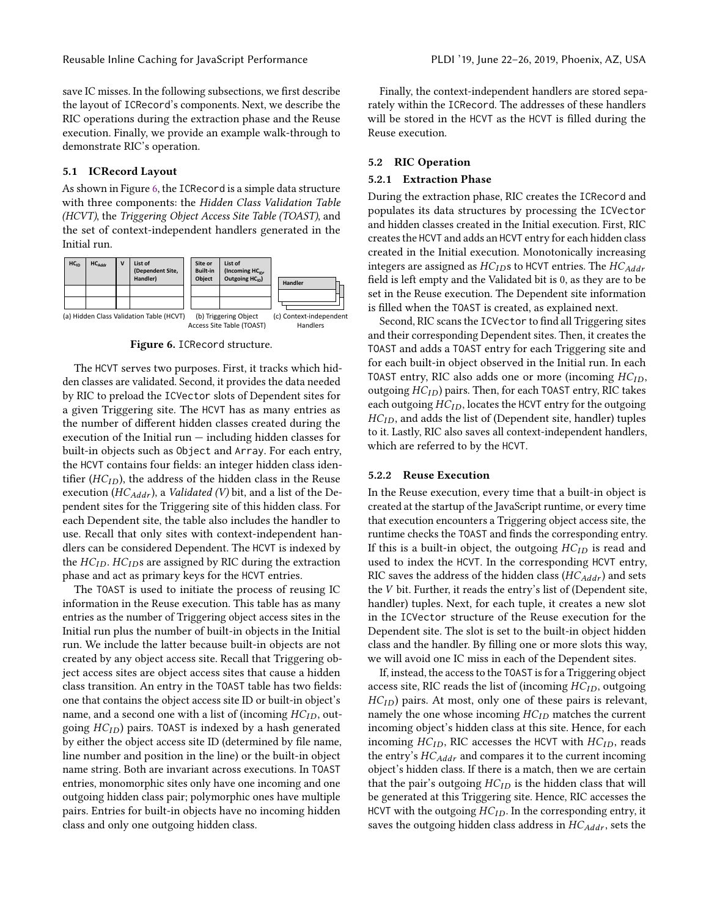save IC misses. In the following subsections, we first describe the layout of ICRecord's components. Next, we describe the RIC operations during the extraction phase and the Reuse execution. Finally, we provide an example walk-through to demonstrate RIC's operation.

### 5.1 ICRecord Layout

As shown in Figure 6, the ICRecord is a simple data structure with three components: the *Hidden Class Validation Table (HCVT)*, the *Triggering Object Access Site Table (TOAST)*, and the set of context-independent handlers generated in the Initial run.

| $HC_{ID}$ | $HC_{Addr}$ | V | List of (Dependent Site, Handler) |
|---|---|---|---|
| | | | |
| | | | |

(a) Hidden Class Validation Table (HCVT)

| Site or Built-in Object | List of (Incoming $HC_{ID}$, Outgoing $HC_{ID}$) |
|---|---|
| | |
| | |

(b) Triggering Object Access Site Table (TOAST)

Handler

(c) Context-independent Handlers

**Figure 6.** ICRecord structure.

The HCVT serves two purposes. First, it tracks which hidden classes are validated. Second, it provides the data needed by RIC to preload the ICVector slots of Dependent sites for a given Triggering site. The HCVT has as many entries as the number of different hidden classes created during the execution of the Initial run — including hidden classes for built-in objects such as Object and Array. For each entry, the HCVT contains four fields: an integer hidden class identifier ($HC_{ID}$), the address of the hidden class in the Reuse execution ($HC_{Addr}$), a *Validated (V)* bit, and a list of the Dependent sites for the Triggering site of this hidden class. For each Dependent site, the table also includes the handler to use. Recall that only sites with context-independent handlers can be considered Dependent. The HCVT is indexed by the $HC_{ID}$. $HC_{ID}$s are assigned by RIC during the extraction phase and act as primary keys for the HCVT entries.

The TOAST is used to initiate the process of reusing IC information in the Reuse execution. This table has as many entries as the number of Triggering object access sites in the Initial run plus the number of built-in objects in the Initial run. We include the latter because built-in objects are not created by any object access site. Recall that Triggering object access sites are object access sites that cause a hidden class transition. An entry in the TOAST table has two fields: one that contains the object access site ID or built-in object's name, and a second one with a list of (incoming $HC_{ID}$, outgoing $HC_{ID}$) pairs. TOAST is indexed by a hash generated by either the object access site ID (determined by file name, line number and position in the line) or the built-in object name string. Both are invariant across executions. In TOAST entries, monomorphic sites only have one incoming and one outgoing hidden class pair; polymorphic ones have multiple pairs. Entries for built-in objects have no incoming hidden class and only one outgoing hidden class.

Finally, the context-independent handlers are stored separately within the ICRecord. The addresses of these handlers will be stored in the HCVT as the HCVT is filled during the Reuse execution.

### 5.2 RIC Operation

#### 5.2.1 Extraction Phase

During the extraction phase, RIC creates the ICRecord and populates its data structures by processing the ICVector and hidden classes created in the Initial execution. First, RIC creates the HCVT and adds an HCVT entry for each hidden class created in the Initial execution. Monotonically increasing integers are assigned as $HC_{ID}$s to HCVT entries. The $HC_{Addr}$ field is left empty and the Validated bit is 0, as they are to be set in the Reuse execution. The Dependent site information is filled when the TOAST is created, as explained next.

Second, RIC scans the ICVector to find all Triggering sites and their corresponding Dependent sites. Then, it creates the TOAST and adds a TOAST entry for each Triggering site and for each built-in object observed in the Initial run. In each TOAST entry, RIC also adds one or more (incoming $HC_{ID}$, outgoing $HC_{ID}$) pairs. Then, for each TOAST entry, RIC takes each outgoing $HC_{ID}$, locates the HCVT entry for the outgoing $HC_{ID}$, and adds the list of (Dependent site, handler) tuples to it. Lastly, RIC also saves all context-independent handlers, which are referred to by the HCVT.

#### 5.2.2 Reuse Execution

In the Reuse execution, every time that a built-in object is created at the startup of the JavaScript runtime, or every time that execution encounters a Triggering object access site, the runtime checks the TOAST and finds the corresponding entry. If this is a built-in object, the outgoing $HC_{ID}$ is read and used to index the HCVT. In the corresponding HCVT entry, RIC saves the address of the hidden class ($HC_{Addr}$) and sets the $V$ bit. Further, it reads the entry's list of (Dependent site, handler) tuples. Next, for each tuple, it creates a new slot in the ICVector structure of the Reuse execution for the Dependent site. The slot is set to the built-in object hidden class and the handler. By filling one or more slots this way, we will avoid one IC miss in each of the Dependent sites.

If, instead, the access to the TOAST is for a Triggering object access site, RIC reads the list of (incoming $HC_{ID}$, outgoing $HC_{ID}$) pairs. At most, only one of these pairs is relevant, namely the one whose incoming $HC_{ID}$ matches the current incoming object's hidden class at this site. Hence, for each incoming $HC_{ID}$, RIC accesses the HCVT with $HC_{ID}$, reads the entry's $HC_{Addr}$ and compares it to the current incoming object's hidden class. If there is a match, then we are certain that the pair's outgoing $HC_{ID}$ is the hidden class that will be generated at this Triggering site. Hence, RIC accesses the HCVT with the outgoing $HC_{ID}$. In the corresponding entry, it saves the outgoing hidden class address in $HC_{Addr}$, sets the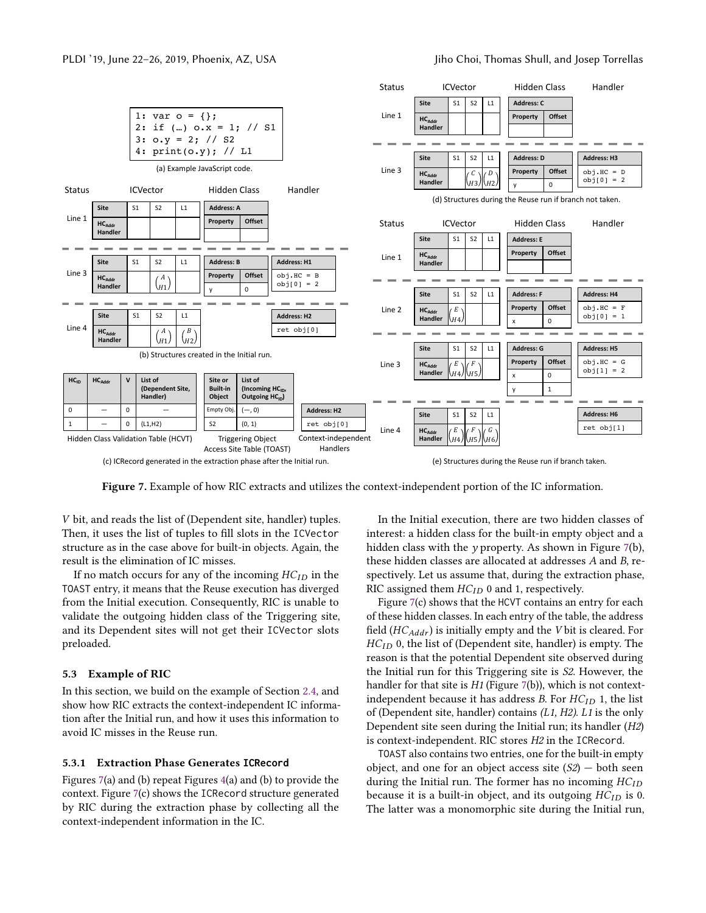```
1: var o = {};
2: if (…) o.x = 1; // S1
3: o.y = 2; // S2
4: print(o.y); // L1
```

(a) Example JavaScript code.

(b) Structures created in the Initial run.

| $HC_{ID}$ | $HC_{Addr}$ | V | List of (Dependent Site, Handler) |
|---|---|---|---|
| 0 | — | 0 | — |
| 1 | — | 0 | (L1,H2) |

Hidden Class Validation Table (HCVT)

| Site or Built-in Object | List of (Incoming $HC_{ID}$, Outgoing $HC_{ID}$) |
|---|---|
| Empty Obj. | (—, 0) |
| S2 | (0, 1) |

Triggering Object Access Site Table (TOAST)

| Address: H2 |
|---|
| ret obj[0] |

Context-independent Handlers

(c) ICRecord generated in the extraction phase after the Initial run.

(d) Structures during the Reuse run if branch not taken.

(e) Structures during the Reuse run if branch taken.

**Figure 7.** Example of how RIC extracts and utilizes the context-independent portion of the IC information.

*V* bit, and reads the list of (Dependent site, handler) tuples. Then, it uses the list of tuples to fill slots in the ICVector structure as in the case above for built-in objects. Again, the result is the elimination of IC misses.

If no match occurs for any of the incoming $HC_{ID}$ in the TOAST entry, it means that the Reuse execution has diverged from the Initial execution. Consequently, RIC is unable to validate the outgoing hidden class of the Triggering site, and its Dependent sites will not get their ICVector slots preloaded.

### 5.3 Example of RIC

In this section, we build on the example of Section 2.4, and show how RIC extracts the context-independent IC information after the Initial run, and how it uses this information to avoid IC misses in the Reuse run.

#### 5.3.1 Extraction Phase Generates ICRecord

Figures 7(a) and (b) repeat Figures 4(a) and (b) to provide the context. Figure 7(c) shows the ICRecord structure generated by RIC during the extraction phase by collecting all the context-independent information in the IC.

In the Initial execution, there are two hidden classes of interest: a hidden class for the built-in empty object and a hidden class with the *y* property. As shown in Figure 7(b), these hidden classes are allocated at addresses *A* and *B*, respectively. Let us assume that, during the extraction phase, RIC assigned them $HC_{ID}$ 0 and 1, respectively.

Figure 7(c) shows that the HCVT contains an entry for each of these hidden classes. In each entry of the table, the address field ($HC_{Addr}$) is initially empty and the *V* bit is cleared. For $HC_{ID}$ 0, the list of (Dependent site, handler) is empty. The reason is that the potential Dependent site observed during the Initial run for this Triggering site is *S2*. However, the handler for that site is *H1* (Figure 7(b)), which is not context-independent because it has address *B*. For $HC_{ID}$ 1, the list of (Dependent site, handler) contains *(L1, H2)*. *L1* is the only Dependent site seen during the Initial run; its handler (*H2*) is context-independent. RIC stores *H2* in the ICRecord.

TOAST also contains two entries, one for the built-in empty object, and one for an object access site (*S2*) — both seen during the Initial run. The former has no incoming $HC_{ID}$ because it is a built-in object, and its outgoing $HC_{ID}$ is 0. The latter was a monomorphic site during the Initial run,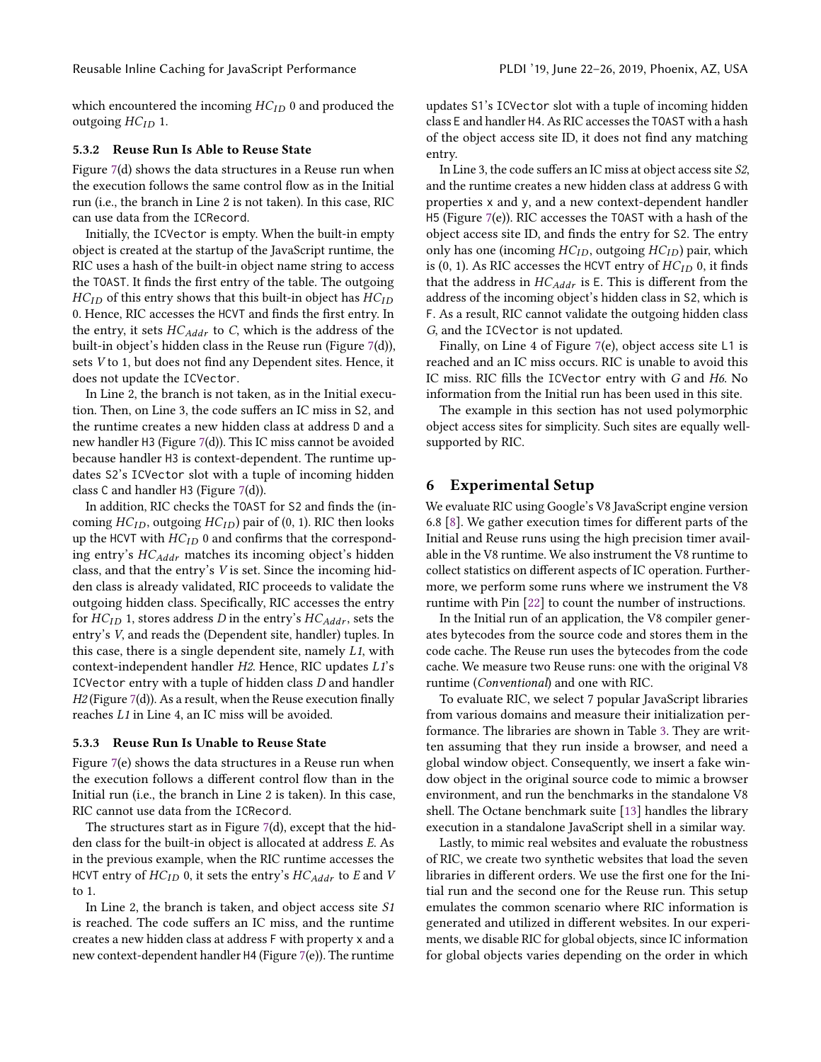which encountered the incoming $HC_{ID}$ 0 and produced the outgoing $HC_{ID}$ 1.

### 5.3.2 Reuse Run Is Able to Reuse State

Figure 7(d) shows the data structures in a Reuse run when the execution follows the same control flow as in the Initial run (i.e., the branch in Line 2 is not taken). In this case, RIC can use data from the `ICRecord`.

Initially, the `ICVector` is empty. When the built-in empty object is created at the startup of the JavaScript runtime, the RIC uses a hash of the built-in object name string to access the `TOAST`. It finds the first entry of the table. The outgoing $HC_{ID}$ of this entry shows that this built-in object has $HC_{ID}$ 0. Hence, RIC accesses the `HCVT` and finds the first entry. In the entry, it sets $HC_{Addr}$ to *C*, which is the address of the built-in object's hidden class in the Reuse run (Figure 7(d)), sets *V* to 1, but does not find any Dependent sites. Hence, it does not update the `ICVector`.

In Line 2, the branch is not taken, as in the Initial execution. Then, on Line 3, the code suffers an IC miss in `S2`, and the runtime creates a new hidden class at address `D` and a new handler `H3` (Figure 7(d)). This IC miss cannot be avoided because handler `H3` is context-dependent. The runtime updates `S2`'s `ICVector` slot with a tuple of incoming hidden class `C` and handler `H3` (Figure 7(d)).

In addition, RIC checks the `TOAST` for `S2` and finds the (incoming $HC_{ID}$, outgoing $HC_{ID}$) pair of (0, 1). RIC then looks up the `HCVT` with $HC_{ID}$ 0 and confirms that the corresponding entry's $HC_{Addr}$ matches its incoming object's hidden class, and that the entry's *V* is set. Since the incoming hidden class is already validated, RIC proceeds to validate the outgoing hidden class. Specifically, RIC accesses the entry for $HC_{ID}$ 1, stores address *D* in the entry's $HC_{Addr}$, sets the entry's *V*, and reads the (Dependent site, handler) tuples. In this case, there is a single dependent site, namely *L1*, with context-independent handler *H2*. Hence, RIC updates *L1*'s `ICVector` entry with a tuple of hidden class *D* and handler *H2* (Figure 7(d)). As a result, when the Reuse execution finally reaches *L1* in Line 4, an IC miss will be avoided.

### 5.3.3 Reuse Run Is Unable to Reuse State

Figure 7(e) shows the data structures in a Reuse run when the execution follows a different control flow than in the Initial run (i.e., the branch in Line 2 is taken). In this case, RIC cannot use data from the `ICRecord`.

The structures start as in Figure 7(d), except that the hidden class for the built-in object is allocated at address *E*. As in the previous example, when the RIC runtime accesses the `HCVT` entry of $HC_{ID}$ 0, it sets the entry's $HC_{Addr}$ to *E* and *V* to 1.

In Line 2, the branch is taken, and object access site *S1* is reached. The code suffers an IC miss, and the runtime creates a new hidden class at address `F` with property `x` and a new context-dependent handler `H4` (Figure 7(e)). The runtime updates `S1`'s `ICVector` slot with a tuple of incoming hidden class `E` and handler `H4`. As RIC accesses the `TOAST` with a hash of the object access site ID, it does not find any matching entry.

In Line 3, the code suffers an IC miss at object access site *S2*, and the runtime creates a new hidden class at address `G` with properties `x` and `y`, and a new context-dependent handler `H5` (Figure 7(e)). RIC accesses the `TOAST` with a hash of the object access site ID, and finds the entry for `S2`. The entry only has one (incoming $HC_{ID}$, outgoing $HC_{ID}$) pair, which is (0, 1). As RIC accesses the `HCVT` entry of $HC_{ID}$ 0, it finds that the address in $HC_{Addr}$ is `E`. This is different from the address of the incoming object's hidden class in `S2`, which is `F`. As a result, RIC cannot validate the outgoing hidden class *G*, and the `ICVector` is not updated.

Finally, on Line 4 of Figure 7(e), object access site `L1` is reached and an IC miss occurs. RIC is unable to avoid this IC miss. RIC fills the `ICVector` entry with *G* and *H6*. No information from the Initial run has been used in this site.

The example in this section has not used polymorphic object access sites for simplicity. Such sites are equally well-supported by RIC.

## 6 Experimental Setup

We evaluate RIC using Google's V8 JavaScript engine version 6.8 [8]. We gather execution times for different parts of the Initial and Reuse runs using the high precision timer available in the V8 runtime. We also instrument the V8 runtime to collect statistics on different aspects of IC operation. Furthermore, we perform some runs where we instrument the V8 runtime with Pin [22] to count the number of instructions.

In the Initial run of an application, the V8 compiler generates bytecodes from the source code and stores them in the code cache. The Reuse run uses the bytecodes from the code cache. We measure two Reuse runs: one with the original V8 runtime (*Conventional*) and one with RIC.

To evaluate RIC, we select 7 popular JavaScript libraries from various domains and measure their initialization performance. The libraries are shown in Table 3. They are written assuming that they run inside a browser, and need a global window object. Consequently, we insert a fake window object in the original source code to mimic a browser environment, and run the benchmarks in the standalone V8 shell. The Octane benchmark suite [13] handles the library execution in a standalone JavaScript shell in a similar way.

Lastly, to mimic real websites and evaluate the robustness of RIC, we create two synthetic websites that load the seven libraries in different orders. We use the first one for the Initial run and the second one for the Reuse run. This setup emulates the common scenario where RIC information is generated and utilized in different websites. In our experiments, we disable RIC for global objects, since IC information for global objects varies depending on the order in which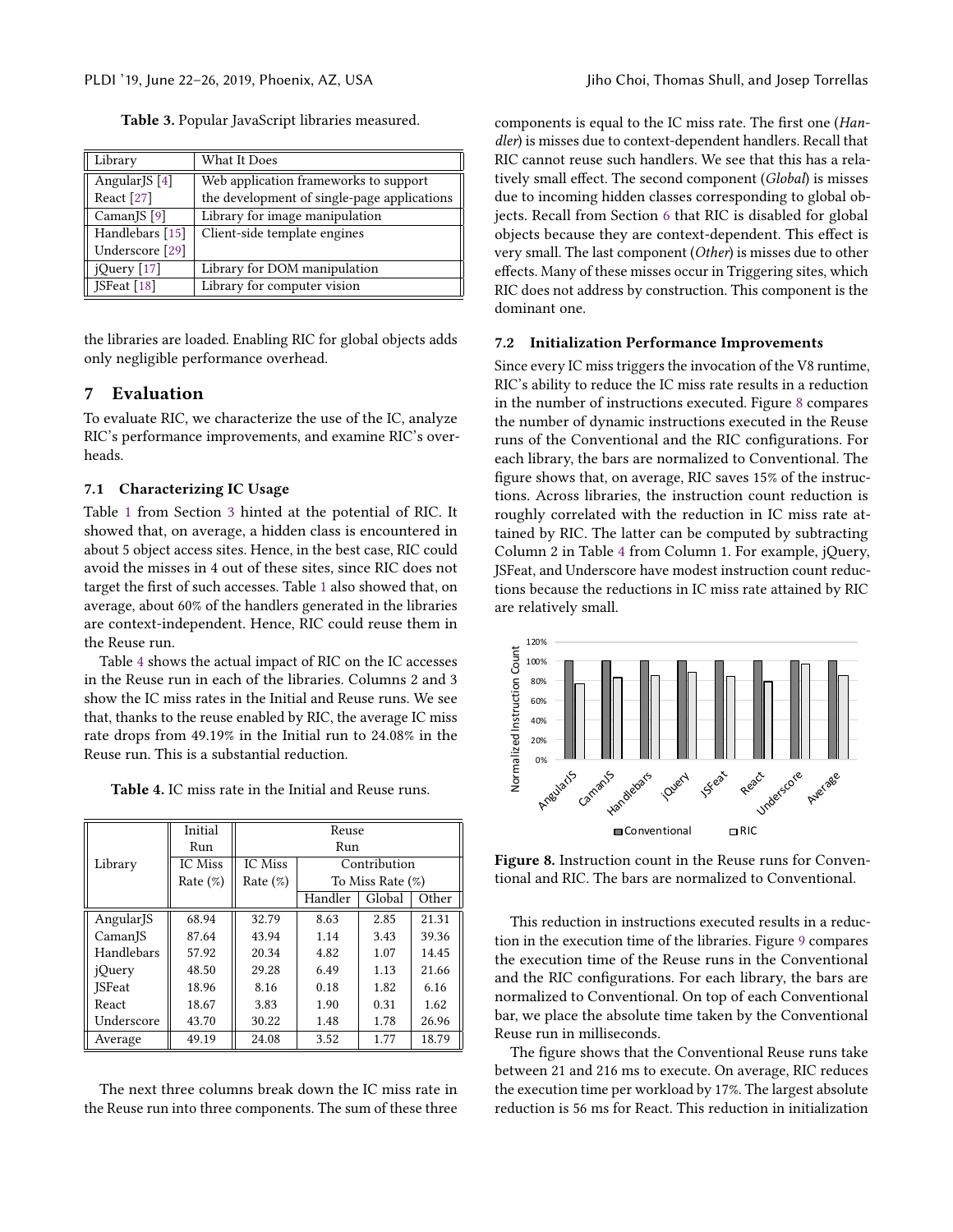Table 3. Popular JavaScript libraries measured.

| Library | What It Does |
|---|---|
| AngularJS [4] | Web application frameworks to support |
| React [27] | the development of single-page applications |
| CamanJS [9] | Library for image manipulation |
| Handlebars [15] | Client-side template engines |
| Underscore [29] | |
| jQuery [17] | Library for DOM manipulation |
| JSFeat [18] | Library for computer vision |

the libraries are loaded. Enabling RIC for global objects adds only negligible performance overhead.

# 7 Evaluation

To evaluate RIC, we characterize the use of the IC, analyze RIC's performance improvements, and examine RIC's overheads.

## 7.1 Characterizing IC Usage

Table 1 from Section 3 hinted at the potential of RIC. It showed that, on average, a hidden class is encountered in about 5 object access sites. Hence, in the best case, RIC could avoid the misses in 4 out of these sites, since RIC does not target the first of such accesses. Table 1 also showed that, on average, about 60% of the handlers generated in the libraries are context-independent. Hence, RIC could reuse them in the Reuse run.

Table 4 shows the actual impact of RIC on the IC accesses in the Reuse run in each of the libraries. Columns 2 and 3 show the IC miss rates in the Initial and Reuse runs. We see that, thanks to the reuse enabled by RIC, the average IC miss rate drops from 49.19% in the Initial run to 24.08% in the Reuse run. This is a substantial reduction.

Table 4. IC miss rate in the Initial and Reuse runs.

| Library | Initial Run | Reuse Run | | | |
|---|---|---|---|---|---|
| | IC Miss Rate (%) | IC Miss Rate (%) | Contribution To Miss Rate (%) | | |
| | | | Handler | Global | Other |
| AngularJS | 68.94 | 32.79 | 8.63 | 2.85 | 21.31 |
| CamanJS | 87.64 | 43.94 | 1.14 | 3.43 | 39.36 |
| Handlebars | 57.92 | 20.34 | 4.82 | 1.07 | 14.45 |
| jQuery | 48.50 | 29.28 | 6.49 | 1.13 | 21.66 |
| JSFeat | 18.96 | 8.16 | 0.18 | 1.82 | 6.16 |
| React | 18.67 | 3.83 | 1.90 | 0.31 | 1.62 |
| Underscore | 43.70 | 30.22 | 1.48 | 1.78 | 26.96 |
| Average | 49.19 | 24.08 | 3.52 | 1.77 | 18.79 |

The next three columns break down the IC miss rate in the Reuse run into three components. The sum of these three components is equal to the IC miss rate. The first one (*Handler*) is misses due to context-dependent handlers. Recall that RIC cannot reuse such handlers. We see that this has a relatively small effect. The second component (*Global*) is misses due to incoming hidden classes corresponding to global objects. Recall from Section 6 that RIC is disabled for global objects because they are context-dependent. This effect is very small. The last component (*Other*) is misses due to other effects. Many of these misses occur in Triggering sites, which RIC does not address by construction. This component is the dominant one.

## 7.2 Initialization Performance Improvements

Since every IC miss triggers the invocation of the V8 runtime, RIC's ability to reduce the IC miss rate results in a reduction in the number of instructions executed. Figure 8 compares the number of dynamic instructions executed in the Reuse runs of the Conventional and the RIC configurations. For each library, the bars are normalized to Conventional. The figure shows that, on average, RIC saves 15% of the instructions. Across libraries, the instruction count reduction is roughly correlated with the reduction in IC miss rate attained by RIC. The latter can be computed by subtracting Column 2 in Table 4 from Column 1. For example, jQuery, JSFeat, and Underscore have modest instruction count reductions because the reductions in IC miss rate attained by RIC are relatively small.

Figure 8. Instruction count in the Reuse runs for Conventional and RIC. The bars are normalized to Conventional.

This reduction in instructions executed results in a reduction in the execution time of the libraries. Figure 9 compares the execution time of the Reuse runs in the Conventional and the RIC configurations. For each library, the bars are normalized to Conventional. On top of each Conventional bar, we place the absolute time taken by the Conventional Reuse run in milliseconds.

The figure shows that the Conventional Reuse runs take between 21 and 216 ms to execute. On average, RIC reduces the execution time per workload by 17%. The largest absolute reduction is 56 ms for React. This reduction in initialization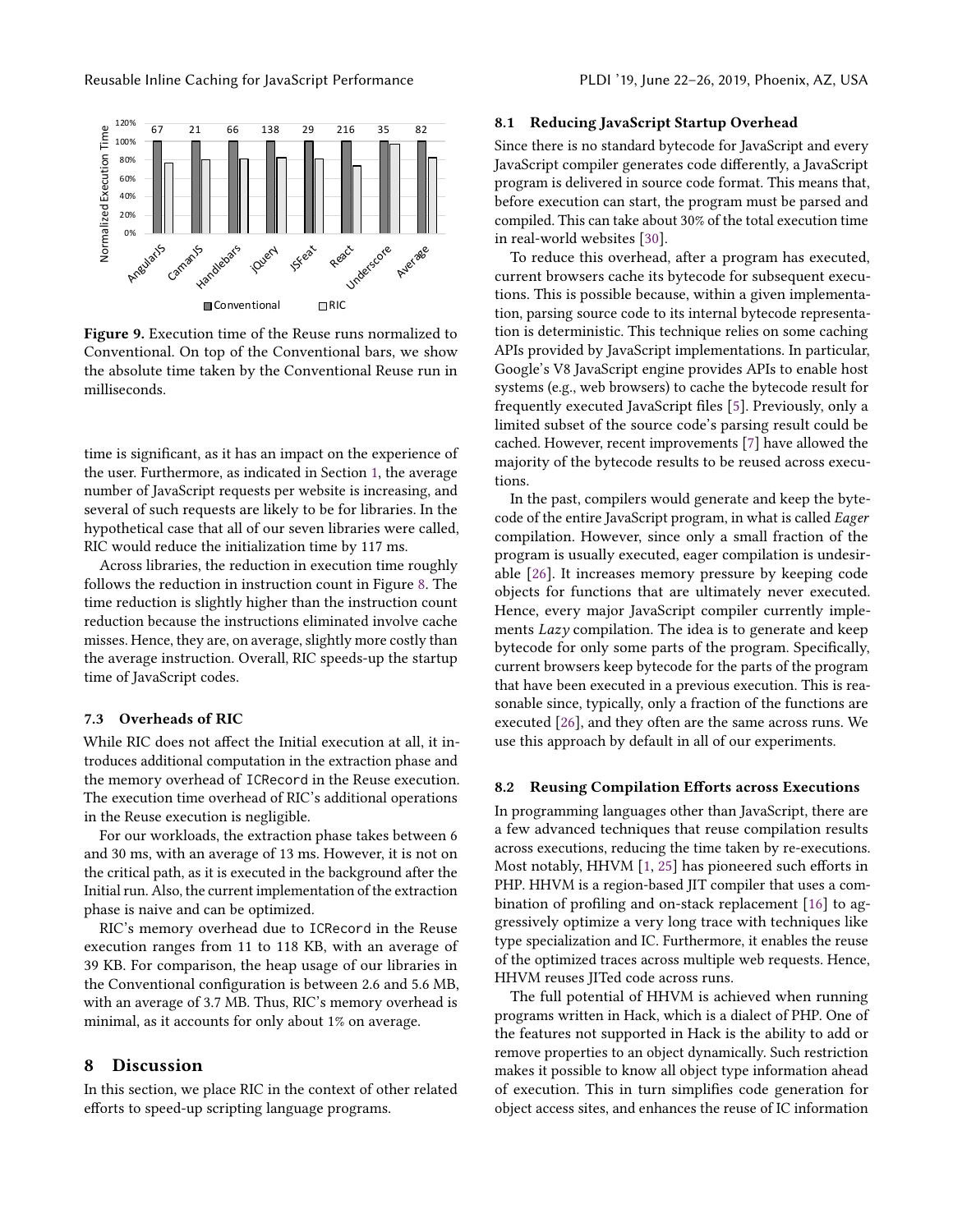Figure 9. Execution time of the Reuse runs normalized to Conventional. On top of the Conventional bars, we show the absolute time taken by the Conventional Reuse run in milliseconds.

time is significant, as it has an impact on the experience of the user. Furthermore, as indicated in Section 1, the average number of JavaScript requests per website is increasing, and several of such requests are likely to be for libraries. In the hypothetical case that all of our seven libraries were called, RIC would reduce the initialization time by 117 ms.

Across libraries, the reduction in execution time roughly follows the reduction in instruction count in Figure 8. The time reduction is slightly higher than the instruction count reduction because the instructions eliminated involve cache misses. Hence, they are, on average, slightly more costly than the average instruction. Overall, RIC speeds-up the startup time of JavaScript codes.

### 7.3 Overheads of RIC

While RIC does not affect the Initial execution at all, it introduces additional computation in the extraction phase and the memory overhead of `ICRecord` in the Reuse execution. The execution time overhead of RIC's additional operations in the Reuse execution is negligible.

For our workloads, the extraction phase takes between 6 and 30 ms, with an average of 13 ms. However, it is not on the critical path, as it is executed in the background after the Initial run. Also, the current implementation of the extraction phase is naive and can be optimized.

RIC's memory overhead due to `ICRecord` in the Reuse execution ranges from 11 to 118 KB, with an average of 39 KB. For comparison, the heap usage of our libraries in the Conventional configuration is between 2.6 and 5.6 MB, with an average of 3.7 MB. Thus, RIC's memory overhead is minimal, as it accounts for only about 1% on average.

## 8 Discussion

In this section, we place RIC in the context of other related efforts to speed-up scripting language programs.

### 8.1 Reducing JavaScript Startup Overhead

Since there is no standard bytecode for JavaScript and every JavaScript compiler generates code differently, a JavaScript program is delivered in source code format. This means that, before execution can start, the program must be parsed and compiled. This can take about 30% of the total execution time in real-world websites [30].

To reduce this overhead, after a program has executed, current browsers cache its bytecode for subsequent executions. This is possible because, within a given implementation, parsing source code to its internal bytecode representation is deterministic. This technique relies on some caching APIs provided by JavaScript implementations. In particular, Google's V8 JavaScript engine provides APIs to enable host systems (e.g., web browsers) to cache the bytecode result for frequently executed JavaScript files [5]. Previously, only a limited subset of the source code's parsing result could be cached. However, recent improvements [7] have allowed the majority of the bytecode results to be reused across executions.

In the past, compilers would generate and keep the bytecode of the entire JavaScript program, in what is called *Eager* compilation. However, since only a small fraction of the program is usually executed, eager compilation is undesirable [26]. It increases memory pressure by keeping code objects for functions that are ultimately never executed. Hence, every major JavaScript compiler currently implements *Lazy* compilation. The idea is to generate and keep bytecode for only some parts of the program. Specifically, current browsers keep bytecode for the parts of the program that have been executed in a previous execution. This is reasonable since, typically, only a fraction of the functions are executed [26], and they often are the same across runs. We use this approach by default in all of our experiments.

### 8.2 Reusing Compilation Efforts across Executions

In programming languages other than JavaScript, there are a few advanced techniques that reuse compilation results across executions, reducing the time taken by re-executions. Most notably, HHVM [1, 25] has pioneered such efforts in PHP. HHVM is a region-based JIT compiler that uses a combination of profiling and on-stack replacement [16] to aggressively optimize a very long trace with techniques like type specialization and IC. Furthermore, it enables the reuse of the optimized traces across multiple web requests. Hence, HHVM reuses JITed code across runs.

The full potential of HHVM is achieved when running programs written in Hack, which is a dialect of PHP. One of the features not supported in Hack is the ability to add or remove properties to an object dynamically. Such restriction makes it possible to know all object type information ahead of execution. This in turn simplifies code generation for object access sites, and enhances the reuse of IC information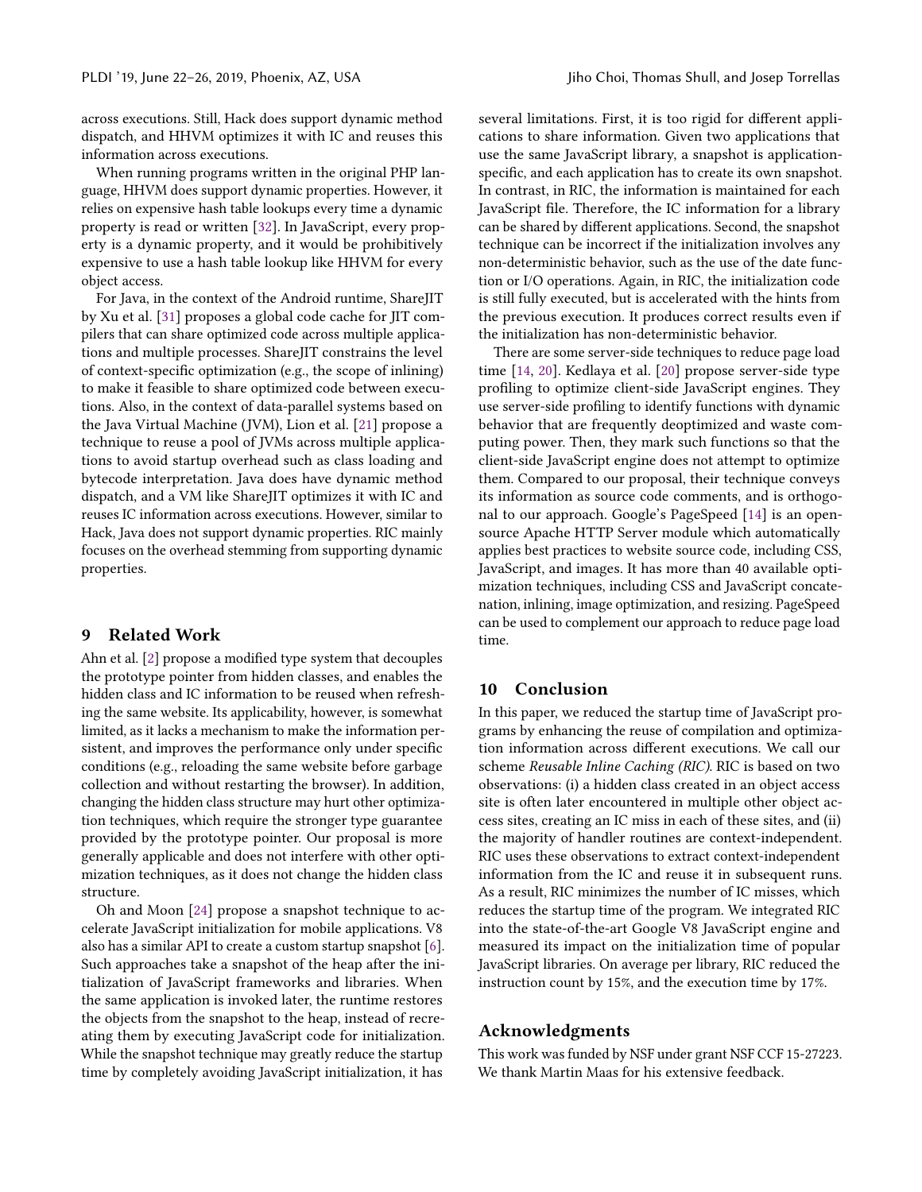across executions. Still, Hack does support dynamic method dispatch, and HHVM optimizes it with IC and reuses this information across executions.

When running programs written in the original PHP language, HHVM does support dynamic properties. However, it relies on expensive hash table lookups every time a dynamic property is read or written [32]. In JavaScript, every property is a dynamic property, and it would be prohibitively expensive to use a hash table lookup like HHVM for every object access.

For Java, in the context of the Android runtime, ShareJIT by Xu et al. [31] proposes a global code cache for JIT compilers that can share optimized code across multiple applications and multiple processes. ShareJIT constrains the level of context-specific optimization (e.g., the scope of inlining) to make it feasible to share optimized code between executions. Also, in the context of data-parallel systems based on the Java Virtual Machine (JVM), Lion et al. [21] propose a technique to reuse a pool of JVMs across multiple applications to avoid startup overhead such as class loading and bytecode interpretation. Java does have dynamic method dispatch, and a VM like ShareJIT optimizes it with IC and reuses IC information across executions. However, similar to Hack, Java does not support dynamic properties. RIC mainly focuses on the overhead stemming from supporting dynamic properties.

## 9 Related Work

Ahn et al. [2] propose a modified type system that decouples the prototype pointer from hidden classes, and enables the hidden class and IC information to be reused when refreshing the same website. Its applicability, however, is somewhat limited, as it lacks a mechanism to make the information persistent, and improves the performance only under specific conditions (e.g., reloading the same website before garbage collection and without restarting the browser). In addition, changing the hidden class structure may hurt other optimization techniques, which require the stronger type guarantee provided by the prototype pointer. Our proposal is more generally applicable and does not interfere with other optimization techniques, as it does not change the hidden class structure.

Oh and Moon [24] propose a snapshot technique to accelerate JavaScript initialization for mobile applications. V8 also has a similar API to create a custom startup snapshot [6]. Such approaches take a snapshot of the heap after the initialization of JavaScript frameworks and libraries. When the same application is invoked later, the runtime restores the objects from the snapshot to the heap, instead of recreating them by executing JavaScript code for initialization. While the snapshot technique may greatly reduce the startup time by completely avoiding JavaScript initialization, it has several limitations. First, it is too rigid for different applications to share information. Given two applications that use the same JavaScript library, a snapshot is application-specific, and each application has to create its own snapshot. In contrast, in RIC, the information is maintained for each JavaScript file. Therefore, the IC information for a library can be shared by different applications. Second, the snapshot technique can be incorrect if the initialization involves any non-deterministic behavior, such as the use of the date function or I/O operations. Again, in RIC, the initialization code is still fully executed, but is accelerated with the hints from the previous execution. It produces correct results even if the initialization has non-deterministic behavior.

There are some server-side techniques to reduce page load time [14, 20]. Kedlaya et al. [20] propose server-side type profiling to optimize client-side JavaScript engines. They use server-side profiling to identify functions with dynamic behavior that are frequently deoptimized and waste computing power. Then, they mark such functions so that the client-side JavaScript engine does not attempt to optimize them. Compared to our proposal, their technique conveys its information as source code comments, and is orthogonal to our approach. Google's PageSpeed [14] is an open-source Apache HTTP Server module which automatically applies best practices to website source code, including CSS, JavaScript, and images. It has more than 40 available optimization techniques, including CSS and JavaScript concatenation, inlining, image optimization, and resizing. PageSpeed can be used to complement our approach to reduce page load time.

## 10 Conclusion

In this paper, we reduced the startup time of JavaScript programs by enhancing the reuse of compilation and optimization information across different executions. We call our scheme *Reusable Inline Caching (RIC)*. RIC is based on two observations: (i) a hidden class created in an object access site is often later encountered in multiple other object access sites, creating an IC miss in each of these sites, and (ii) the majority of handler routines are context-independent. RIC uses these observations to extract context-independent information from the IC and reuse it in subsequent runs. As a result, RIC minimizes the number of IC misses, which reduces the startup time of the program. We integrated RIC into the state-of-the-art Google V8 JavaScript engine and measured its impact on the initialization time of popular JavaScript libraries. On average per library, RIC reduced the instruction count by 15%, and the execution time by 17%.

## Acknowledgments

This work was funded by NSF under grant NSF CCF 15-27223. We thank Martin Maas for his extensive feedback.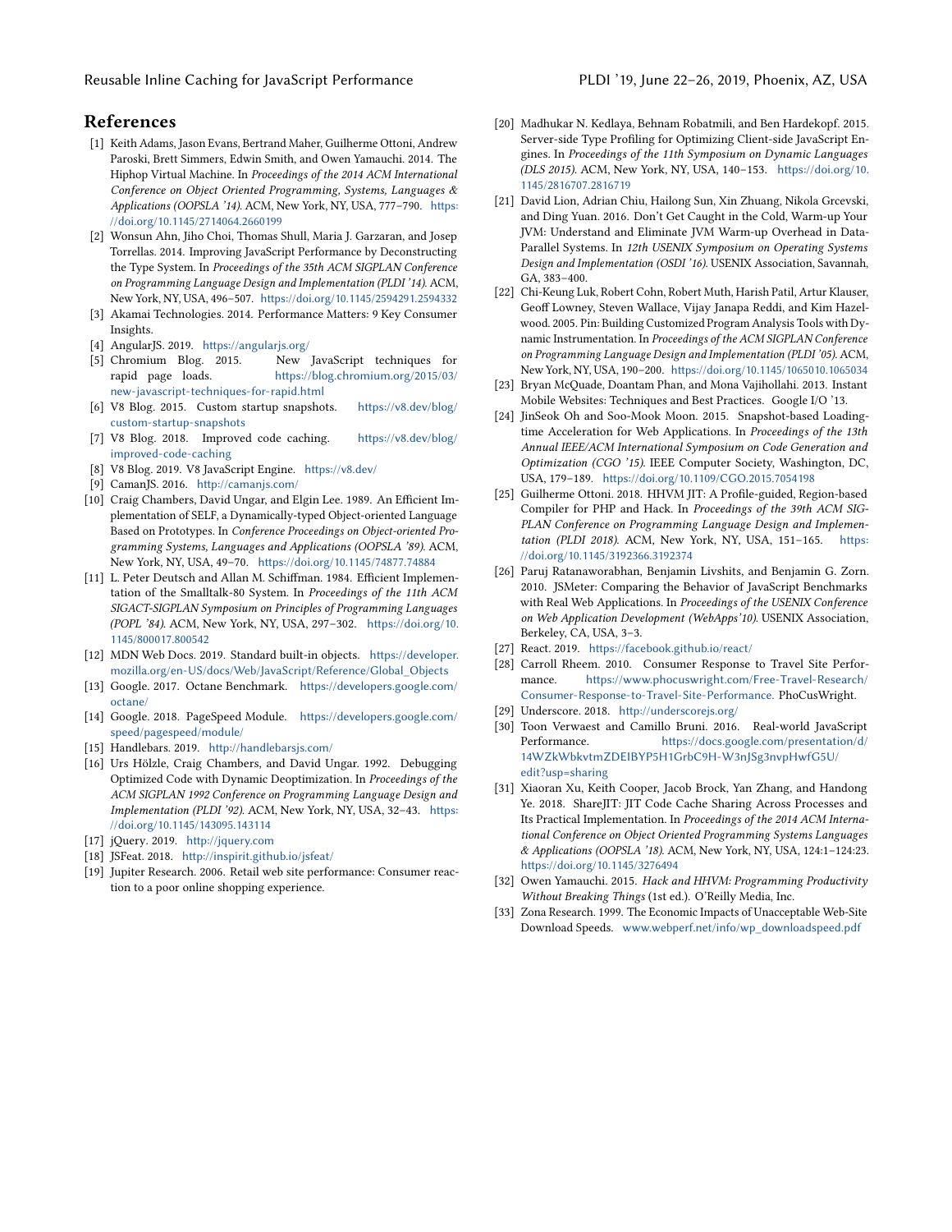## References

[1] Keith Adams, Jason Evans, Bertrand Maher, Guilherme Ottoni, Andrew Paroski, Brett Simmers, Edwin Smith, and Owen Yamauchi. 2014. The Hiphop Virtual Machine. In *Proceedings of the 2014 ACM International Conference on Object Oriented Programming, Systems, Languages & Applications (OOPSLA '14)*. ACM, New York, NY, USA, 777–790. https://doi.org/10.1145/2714064.2660199

[2] Wonsun Ahn, Jiho Choi, Thomas Shull, Maria J. Garzaran, and Josep Torrellas. 2014. Improving JavaScript Performance by Deconstructing the Type System. In *Proceedings of the 35th ACM SIGPLAN Conference on Programming Language Design and Implementation (PLDI '14)*. ACM, New York, NY, USA, 496–507. https://doi.org/10.1145/2594291.2594332

[3] Akamai Technologies. 2014. Performance Matters: 9 Key Consumer Insights.

[4] AngularJS. 2019. https://angularjs.org/

[5] Chromium Blog. 2015. New JavaScript techniques for rapid page loads. https://blog.chromium.org/2015/03/new-javascript-techniques-for-rapid.html

[6] V8 Blog. 2015. Custom startup snapshots. https://v8.dev/blog/custom-startup-snapshots

[7] V8 Blog. 2018. Improved code caching. https://v8.dev/blog/improved-code-caching

[8] V8 Blog. 2019. V8 JavaScript Engine. https://v8.dev/

[9] CamanJS. 2016. http://camanjs.com/

[10] Craig Chambers, David Ungar, and Elgin Lee. 1989. An Efficient Implementation of SELF, a Dynamically-typed Object-oriented Language Based on Prototypes. In *Conference Proceedings on Object-oriented Programming Systems, Languages and Applications (OOPSLA '89)*. ACM, New York, NY, USA, 49–70. https://doi.org/10.1145/74877.74884

[11] L. Peter Deutsch and Allan M. Schiffman. 1984. Efficient Implementation of the Smalltalk-80 System. In *Proceedings of the 11th ACM SIGACT-SIGPLAN Symposium on Principles of Programming Languages (POPL '84)*. ACM, New York, NY, USA, 297–302. https://doi.org/10.1145/800017.800542

[12] MDN Web Docs. 2019. Standard built-in objects. https://developer.mozilla.org/en-US/docs/Web/JavaScript/Reference/Global_Objects

[13] Google. 2017. Octane Benchmark. https://developers.google.com/octane/

[14] Google. 2018. PageSpeed Module. https://developers.google.com/speed/pagespeed/module/

[15] Handlebars. 2019. http://handlebarsjs.com/

[16] Urs Hölzle, Craig Chambers, and David Ungar. 1992. Debugging Optimized Code with Dynamic Deoptimization. In *Proceedings of the ACM SIGPLAN 1992 Conference on Programming Language Design and Implementation (PLDI '92)*. ACM, New York, NY, USA, 32–43. https://doi.org/10.1145/143095.143114

[17] jQuery. 2019. http://jquery.com

[18] JSFeat. 2018. http://inspirit.github.io/jsfeat/

[19] Jupiter Research. 2006. Retail web site performance: Consumer reaction to a poor online shopping experience.

[20] Madhukar N. Kedlaya, Behnam Robatmili, and Ben Hardekopf. 2015. Server-side Type Profiling for Optimizing Client-side JavaScript Engines. In *Proceedings of the 11th Symposium on Dynamic Languages (DLS 2015)*. ACM, New York, NY, USA, 140–153. https://doi.org/10.1145/2816707.2816719

[21] David Lion, Adrian Chiu, Hailong Sun, Xin Zhuang, Nikola Grcevski, and Ding Yuan. 2016. Don't Get Caught in the Cold, Warm-up Your JVM: Understand and Eliminate JVM Warm-up Overhead in Data-Parallel Systems. In *12th USENIX Symposium on Operating Systems Design and Implementation (OSDI '16)*. USENIX Association, Savannah, GA, 383–400.

[22] Chi-Keung Luk, Robert Cohn, Robert Muth, Harish Patil, Artur Klauser, Geoff Lowney, Steven Wallace, Vijay Janapa Reddi, and Kim Hazelwood. 2005. Pin: Building Customized Program Analysis Tools with Dynamic Instrumentation. In *Proceedings of the ACM SIGPLAN Conference on Programming Language Design and Implementation (PLDI '05)*. ACM, New York, NY, USA, 190–200. https://doi.org/10.1145/1065010.1065034

[23] Bryan McQuade, Doantam Phan, and Mona Vajihollahi. 2013. Instant Mobile Websites: Techniques and Best Practices. Google I/O '13.

[24] JinSeok Oh and Soo-Mook Moon. 2015. Snapshot-based Loading-time Acceleration for Web Applications. In *Proceedings of the 13th Annual IEEE/ACM International Symposium on Code Generation and Optimization (CGO '15)*. IEEE Computer Society, Washington, DC, USA, 179–189. https://doi.org/10.1109/CGO.2015.7054198

[25] Guilherme Ottoni. 2018. HHVM JIT: A Profile-guided, Region-based Compiler for PHP and Hack. In *Proceedings of the 39th ACM SIGPLAN Conference on Programming Language Design and Implementation (PLDI 2018)*. ACM, New York, NY, USA, 151–165. https://doi.org/10.1145/3192366.3192374

[26] Paruj Ratanaworabhan, Benjamin Livshits, and Benjamin G. Zorn. 2010. JSMeter: Comparing the Behavior of JavaScript Benchmarks with Real Web Applications. In *Proceedings of the USENIX Conference on Web Application Development (WebApps'10)*. USENIX Association, Berkeley, CA, USA, 3–3.

[27] React. 2019. https://facebook.github.io/react/

[28] Carroll Rheem. 2010. Consumer Response to Travel Site Performance. https://www.phocuswright.com/Free-Travel-Research/Consumer-Response-to-Travel-Site-Performance. PhoCusWright.

[29] Underscore. 2018. http://underscorejs.org/

[30] Toon Verwaest and Camillo Bruni. 2016. Real-world JavaScript Performance. https://docs.google.com/presentation/d/14WZkWbkvtmZDEIBYP5H1GrbC9H-W3nJSg3nvpHwfG5U/edit?usp=sharing

[31] Xiaoran Xu, Keith Cooper, Jacob Brock, Yan Zhang, and Handong Ye. 2018. ShareJIT: JIT Code Cache Sharing Across Processes and Its Practical Implementation. In *Proceedings of the 2014 ACM International Conference on Object Oriented Programming Systems Languages & Applications (OOPSLA '18)*. ACM, New York, NY, USA, 124:1–124:23. https://doi.org/10.1145/3276494

[32] Owen Yamauchi. 2015. *Hack and HHVM: Programming Productivity Without Breaking Things* (1st ed.). O'Reilly Media, Inc.

[33] Zona Research. 1999. The Economic Impacts of Unacceptable Web-Site Download Speeds. www.webperf.net/info/wp_downloadspeed.pdf